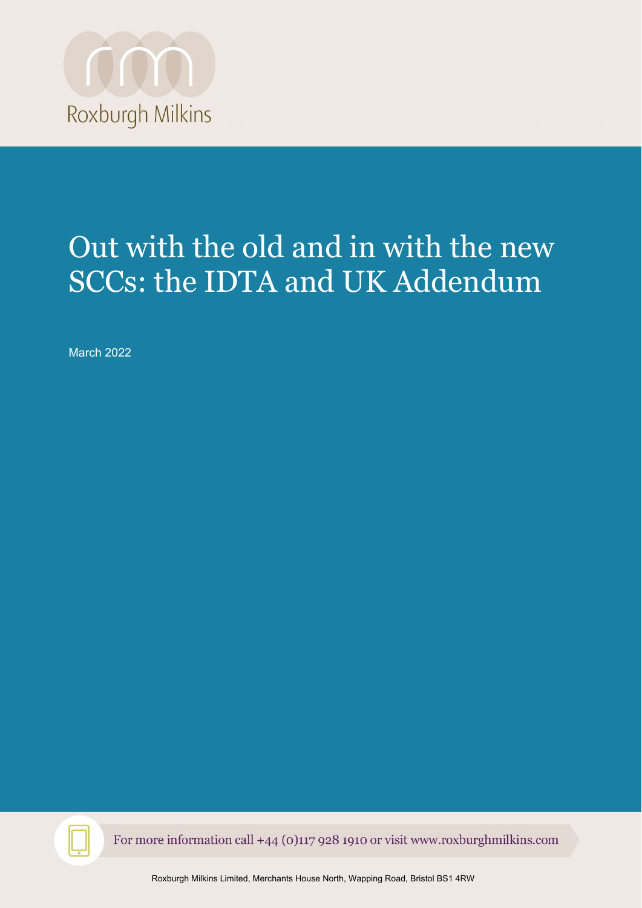Roxburgh Milkins

# Out with the old and in with the new SCCs: the IDTA and UK Addendum

March 2022

For more information call +44 (0)117 928 1910 or visit www.roxburghmilkins.com

Roxburgh Milkins Limited, Merchants House North, Wapping Road, Bristol BS1 4RW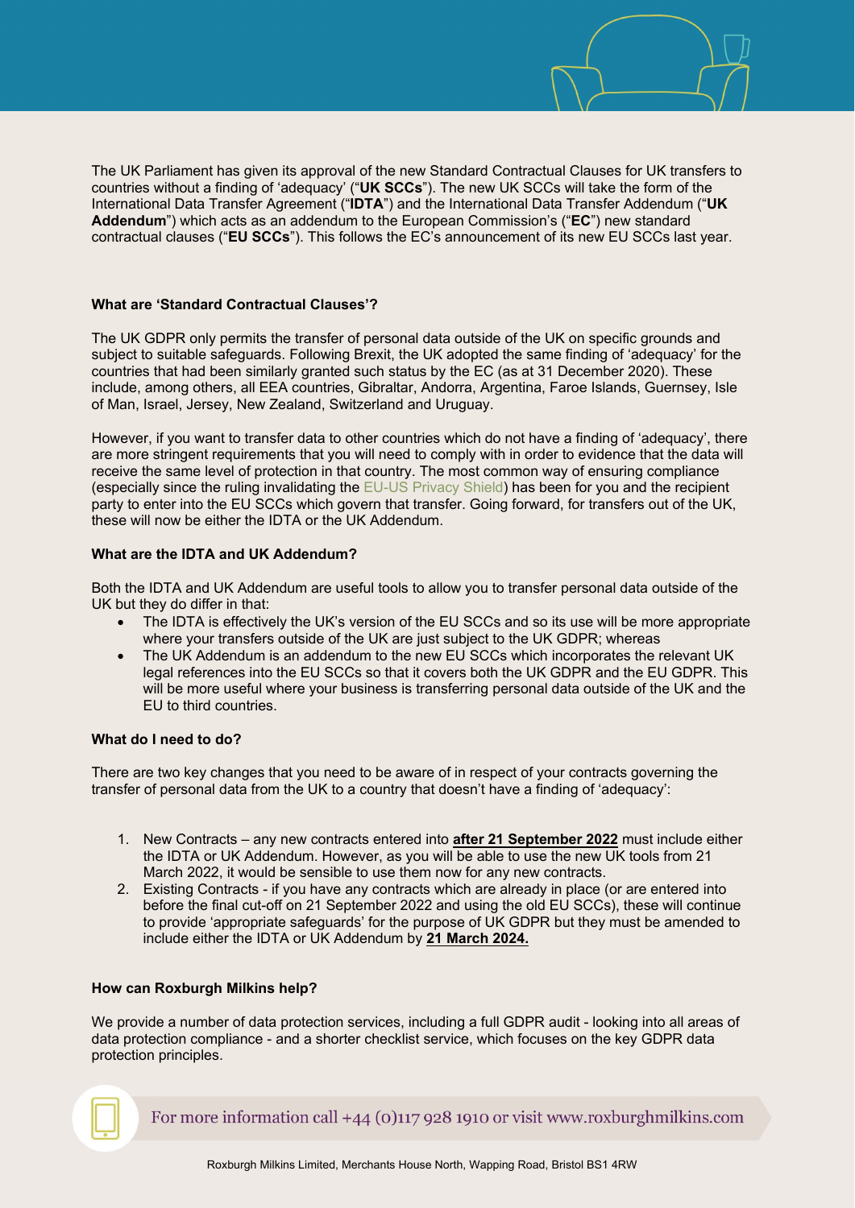The UK Parliament has given its approval of the new Standard Contractual Clauses for UK transfers to countries without a finding of 'adequacy' ("**UK SCCs**"). The new UK SCCs will take the form of the International Data Transfer Agreement ("**IDTA**") and the International Data Transfer Addendum ("**UK Addendum**") which acts as an addendum to the European Commission's ("**EC**") new standard contractual clauses ("**EU SCCs**"). This follows the EC's announcement of its new EU SCCs last year.

**What are 'Standard Contractual Clauses'?**

The UK GDPR only permits the transfer of personal data outside of the UK on specific grounds and subject to suitable safeguards. Following Brexit, the UK adopted the same finding of 'adequacy' for the countries that had been similarly granted such status by the EC (as at 31 December 2020). These include, among others, all EEA countries, Gibraltar, Andorra, Argentina, Faroe Islands, Guernsey, Isle of Man, Israel, Jersey, New Zealand, Switzerland and Uruguay.

However, if you want to transfer data to other countries which do not have a finding of 'adequacy', there are more stringent requirements that you will need to comply with in order to evidence that the data will receive the same level of protection in that country. The most common way of ensuring compliance (especially since the ruling invalidating the EU-US Privacy Shield) has been for you and the recipient party to enter into the EU SCCs which govern that transfer. Going forward, for transfers out of the UK, these will now be either the IDTA or the UK Addendum.

**What are the IDTA and UK Addendum?**

Both the IDTA and UK Addendum are useful tools to allow you to transfer personal data outside of the UK but they do differ in that:

- The IDTA is effectively the UK's version of the EU SCCs and so its use will be more appropriate where your transfers outside of the UK are just subject to the UK GDPR; whereas
- The UK Addendum is an addendum to the new EU SCCs which incorporates the relevant UK legal references into the EU SCCs so that it covers both the UK GDPR and the EU GDPR. This will be more useful where your business is transferring personal data outside of the UK and the EU to third countries.

**What do I need to do?**

There are two key changes that you need to be aware of in respect of your contracts governing the transfer of personal data from the UK to a country that doesn't have a finding of 'adequacy':

1. New Contracts – any new contracts entered into **after 21 September 2022** must include either the IDTA or UK Addendum. However, as you will be able to use the new UK tools from 21 March 2022, it would be sensible to use them now for any new contracts.
2. Existing Contracts - if you have any contracts which are already in place (or are entered into before the final cut-off on 21 September 2022 and using the old EU SCCs), these will continue to provide 'appropriate safeguards' for the purpose of UK GDPR but they must be amended to include either the IDTA or UK Addendum by **21 March 2024.**

**How can Roxburgh Milkins help?**

We provide a number of data protection services, including a full GDPR audit - looking into all areas of data protection compliance - and a shorter checklist service, which focuses on the key GDPR data protection principles.

For more information call +44 (0)117 928 1910 or visit www.roxburghmilkins.com

Roxburgh Milkins Limited, Merchants House North, Wapping Road, Bristol BS1 4RW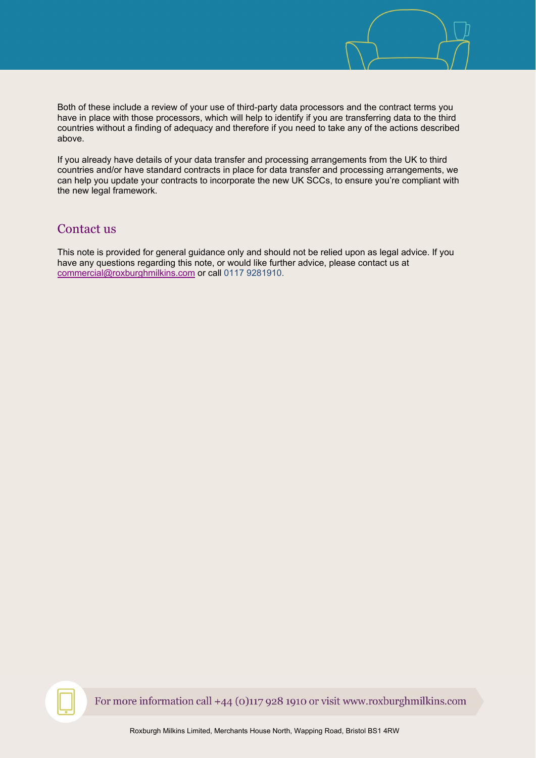Both of these include a review of your use of third-party data processors and the contract terms you have in place with those processors, which will help to identify if you are transferring data to the third countries without a finding of adequacy and therefore if you need to take any of the actions described above.

If you already have details of your data transfer and processing arrangements from the UK to third countries and/or have standard contracts in place for data transfer and processing arrangements, we can help you update your contracts to incorporate the new UK SCCs, to ensure you're compliant with the new legal framework.

## Contact us

This note is provided for general guidance only and should not be relied upon as legal advice. If you have any questions regarding this note, or would like further advice, please contact us at commercial@roxburghmilkins.com or call 0117 9281910.

For more information call +44 (0)117 928 1910 or visit www.roxburghmilkins.com

Roxburgh Milkins Limited, Merchants House North, Wapping Road, Bristol BS1 4RW